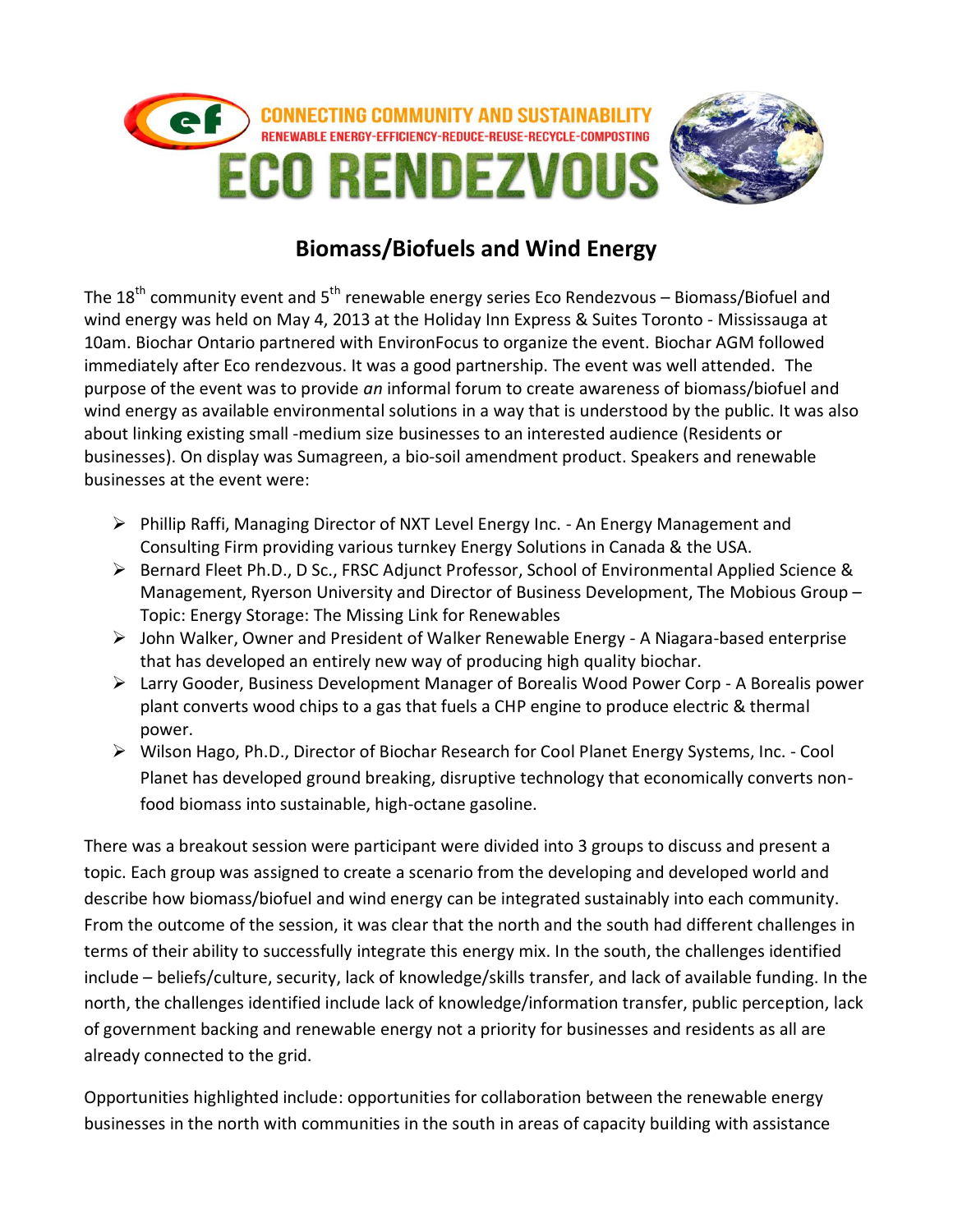CONNECTING COMMUNITY AND SUSTAINABILITY

RENEWABLE ENERGY-EFFICIENCY-REDUCE-REUSE-RECYCLE-COMPOSTING

# ECO RENDEZVOUS

## Biomass/Biofuels and Wind Energy

The 18th community event and 5th renewable energy series Eco Rendezvous – Biomass/Biofuel and wind energy was held on May 4, 2013 at the Holiday Inn Express & Suites Toronto - Mississauga at 10am. Biochar Ontario partnered with EnvironFocus to organize the event. Biochar AGM followed immediately after Eco rendezvous. It was a good partnership. The event was well attended. The purpose of the event was to provide *an* informal forum to create awareness of biomass/biofuel and wind energy as available environmental solutions in a way that is understood by the public. It was also about linking existing small -medium size businesses to an interested audience (Residents or businesses). On display was Sumagreen, a bio-soil amendment product. Speakers and renewable businesses at the event were:

- Phillip Raffi, Managing Director of NXT Level Energy Inc. - An Energy Management and Consulting Firm providing various turnkey Energy Solutions in Canada & the USA.
- Bernard Fleet Ph.D., D Sc., FRSC Adjunct Professor, School of Environmental Applied Science & Management, Ryerson University and Director of Business Development, The Mobious Group – Topic: Energy Storage: The Missing Link for Renewables
- John Walker, Owner and President of Walker Renewable Energy - A Niagara-based enterprise that has developed an entirely new way of producing high quality biochar.
- Larry Gooder, Business Development Manager of Borealis Wood Power Corp - A Borealis power plant converts wood chips to a gas that fuels a CHP engine to produce electric & thermal power.
- Wilson Hago, Ph.D., Director of Biochar Research for Cool Planet Energy Systems, Inc. - Cool Planet has developed ground breaking, disruptive technology that economically converts non-food biomass into sustainable, high-octane gasoline.

There was a breakout session were participant were divided into 3 groups to discuss and present a topic. Each group was assigned to create a scenario from the developing and developed world and describe how biomass/biofuel and wind energy can be integrated sustainably into each community. From the outcome of the session, it was clear that the north and the south had different challenges in terms of their ability to successfully integrate this energy mix. In the south, the challenges identified include – beliefs/culture, security, lack of knowledge/skills transfer, and lack of available funding. In the north, the challenges identified include lack of knowledge/information transfer, public perception, lack of government backing and renewable energy not a priority for businesses and residents as all are already connected to the grid.

Opportunities highlighted include: opportunities for collaboration between the renewable energy businesses in the north with communities in the south in areas of capacity building with assistance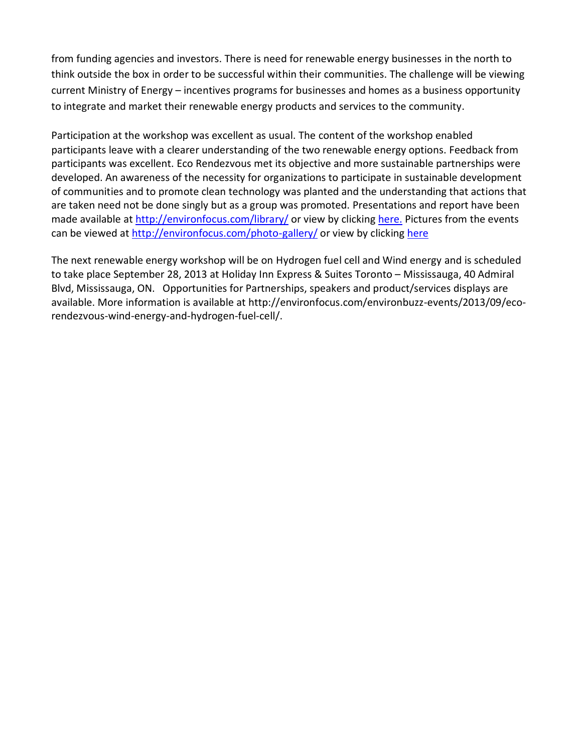from funding agencies and investors. There is need for renewable energy businesses in the north to think outside the box in order to be successful within their communities. The challenge will be viewing current Ministry of Energy – incentives programs for businesses and homes as a business opportunity to integrate and market their renewable energy products and services to the community.

Participation at the workshop was excellent as usual. The content of the workshop enabled participants leave with a clearer understanding of the two renewable energy options. Feedback from participants was excellent. Eco Rendezvous met its objective and more sustainable partnerships were developed. An awareness of the necessity for organizations to participate in sustainable development of communities and to promote clean technology was planted and the understanding that actions that are taken need not be done singly but as a group was promoted. Presentations and report have been made available at [http://environfocus.com/library/](http://environfocus.com/library/) or view by clicking here. Pictures from the events can be viewed at [http://environfocus.com/photo-gallery/](http://environfocus.com/photo-gallery/) or view by clicking here

The next renewable energy workshop will be on Hydrogen fuel cell and Wind energy and is scheduled to take place September 28, 2013 at Holiday Inn Express & Suites Toronto – Mississauga, 40 Admiral Blvd, Mississauga, ON. Opportunities for Partnerships, speakers and product/services displays are available. More information is available at http://environfocus.com/environbuzz-events/2013/09/eco-rendezvous-wind-energy-and-hydrogen-fuel-cell/.